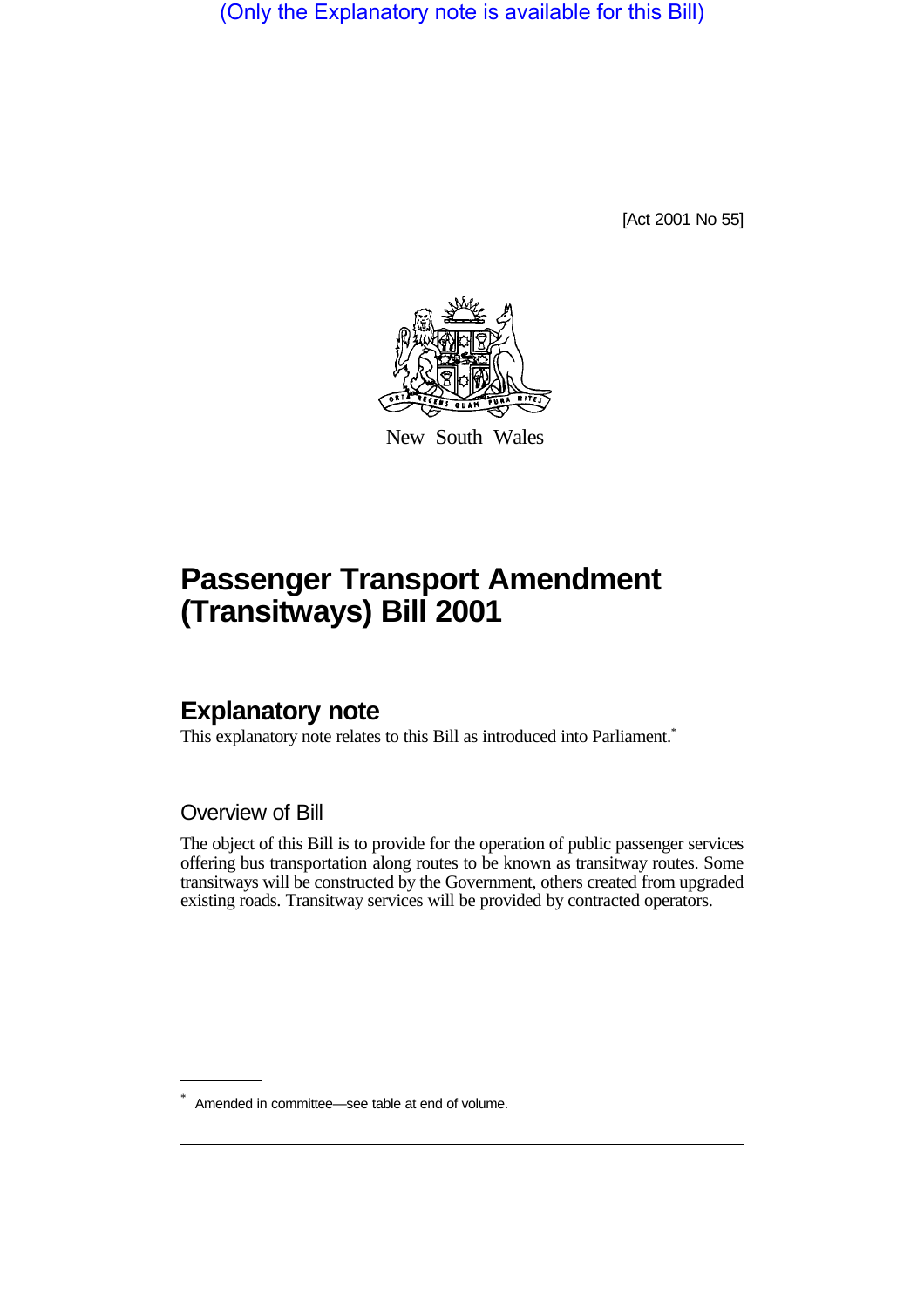(Only the Explanatory note is available for this Bill)

[Act 2001 No 55]

New South Wales

# Passenger Transport Amendment (Transitways) Bill 2001

## Explanatory note

This explanatory note relates to this Bill as introduced into Parliament.*

### Overview of Bill

The object of this Bill is to provide for the operation of public passenger services offering bus transportation along routes to be known as transitway routes. Some transitways will be constructed by the Government, others created from upgraded existing roads. Transitway services will be provided by contracted operators.

* Amended in committee—see table at end of volume.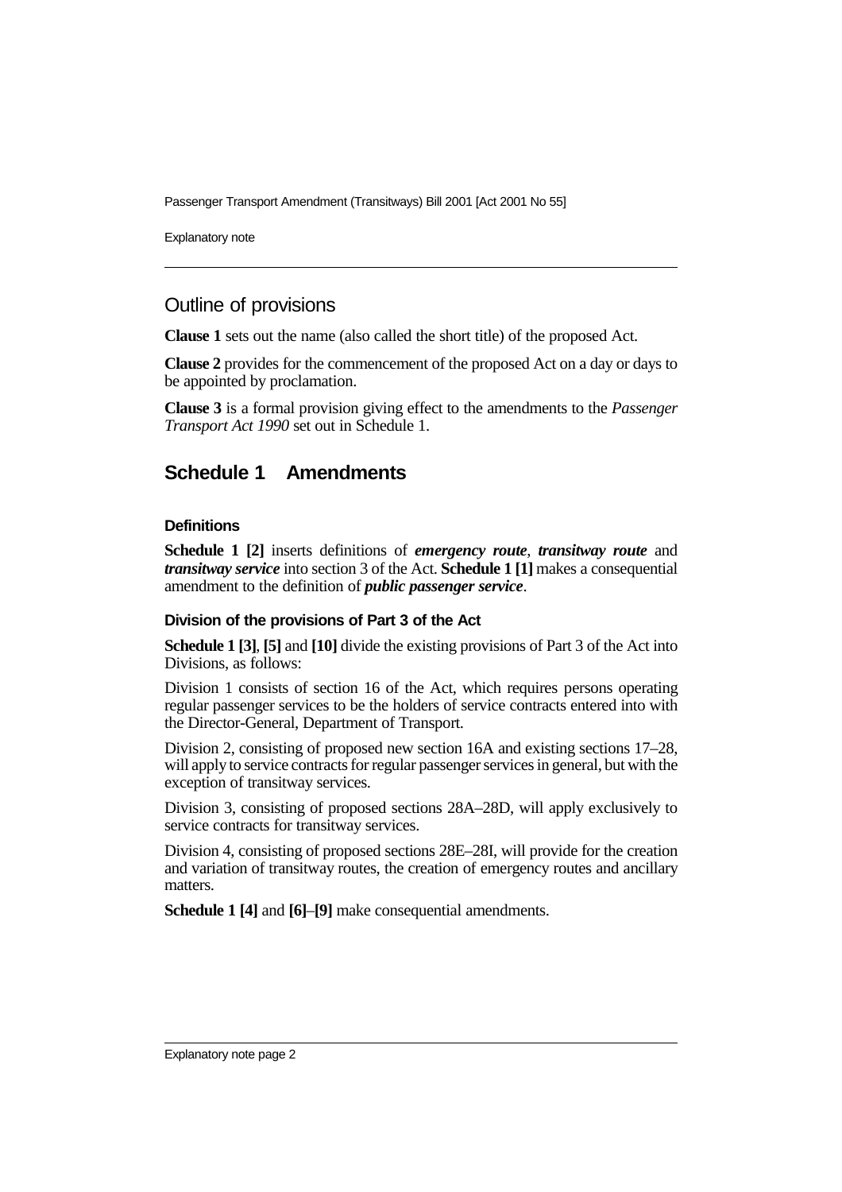## Outline of provisions

**Clause 1** sets out the name (also called the short title) of the proposed Act.

**Clause 2** provides for the commencement of the proposed Act on a day or days to be appointed by proclamation.

**Clause 3** is a formal provision giving effect to the amendments to the *Passenger Transport Act 1990* set out in Schedule 1.

## Schedule 1 Amendments

### Definitions

**Schedule 1 [2]** inserts definitions of ***emergency route***, ***transitway route*** and ***transitway service*** into section 3 of the Act. **Schedule 1 [1]** makes a consequential amendment to the definition of ***public passenger service***.

### Division of the provisions of Part 3 of the Act

**Schedule 1 [3]**, **[5]** and **[10]** divide the existing provisions of Part 3 of the Act into Divisions, as follows:

Division 1 consists of section 16 of the Act, which requires persons operating regular passenger services to be the holders of service contracts entered into with the Director-General, Department of Transport.

Division 2, consisting of proposed new section 16A and existing sections 17–28, will apply to service contracts for regular passenger services in general, but with the exception of transitway services.

Division 3, consisting of proposed sections 28A–28D, will apply exclusively to service contracts for transitway services.

Division 4, consisting of proposed sections 28E–28I, will provide for the creation and variation of transitway routes, the creation of emergency routes and ancillary matters.

**Schedule 1 [4]** and **[6]**–**[9]** make consequential amendments.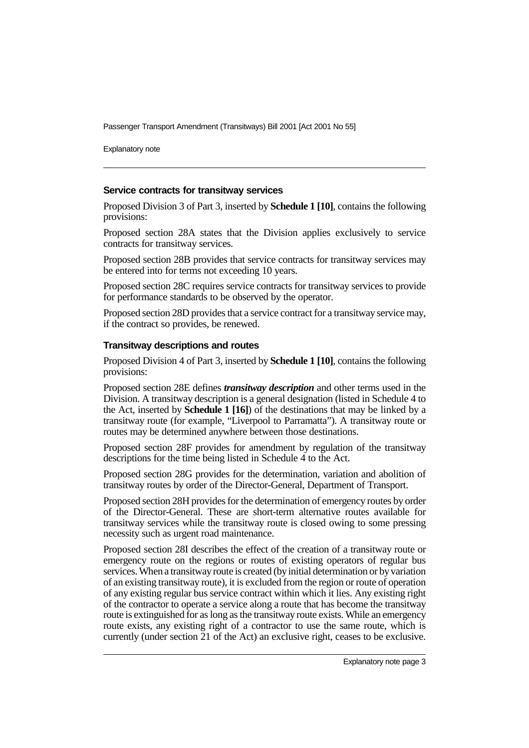### Service contracts for transitway services

Proposed Division 3 of Part 3, inserted by **Schedule 1 [10]**, contains the following provisions:

Proposed section 28A states that the Division applies exclusively to service contracts for transitway services.

Proposed section 28B provides that service contracts for transitway services may be entered into for terms not exceeding 10 years.

Proposed section 28C requires service contracts for transitway services to provide for performance standards to be observed by the operator.

Proposed section 28D provides that a service contract for a transitway service may, if the contract so provides, be renewed.

### Transitway descriptions and routes

Proposed Division 4 of Part 3, inserted by **Schedule 1 [10]**, contains the following provisions:

Proposed section 28E defines ***transitway description*** and other terms used in the Division. A transitway description is a general designation (listed in Schedule 4 to the Act, inserted by **Schedule 1 [16]**) of the destinations that may be linked by a transitway route (for example, "Liverpool to Parramatta"). A transitway route or routes may be determined anywhere between those destinations.

Proposed section 28F provides for amendment by regulation of the transitway descriptions for the time being listed in Schedule 4 to the Act.

Proposed section 28G provides for the determination, variation and abolition of transitway routes by order of the Director-General, Department of Transport.

Proposed section 28H provides for the determination of emergency routes by order of the Director-General. These are short-term alternative routes available for transitway services while the transitway route is closed owing to some pressing necessity such as urgent road maintenance.

Proposed section 28I describes the effect of the creation of a transitway route or emergency route on the regions or routes of existing operators of regular bus services. When a transitway route is created (by initial determination or by variation of an existing transitway route), it is excluded from the region or route of operation of any existing regular bus service contract within which it lies. Any existing right of the contractor to operate a service along a route that has become the transitway route is extinguished for as long as the transitway route exists. While an emergency route exists, any existing right of a contractor to use the same route, which is currently (under section 21 of the Act) an exclusive right, ceases to be exclusive.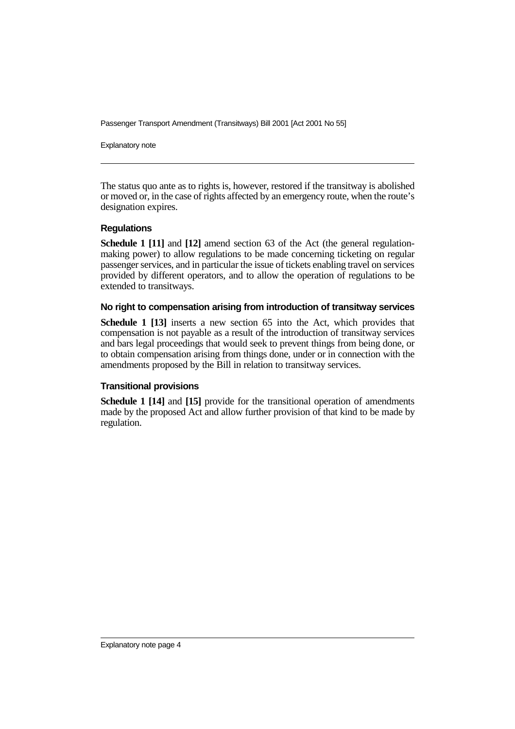The status quo ante as to rights is, however, restored if the transitway is abolished or moved or, in the case of rights affected by an emergency route, when the route's designation expires.

### Regulations

**Schedule 1 [11]** and **[12]** amend section 63 of the Act (the general regulation-making power) to allow regulations to be made concerning ticketing on regular passenger services, and in particular the issue of tickets enabling travel on services provided by different operators, and to allow the operation of regulations to be extended to transitways.

### No right to compensation arising from introduction of transitway services

**Schedule 1 [13]** inserts a new section 65 into the Act, which provides that compensation is not payable as a result of the introduction of transitway services and bars legal proceedings that would seek to prevent things from being done, or to obtain compensation arising from things done, under or in connection with the amendments proposed by the Bill in relation to transitway services.

### Transitional provisions

**Schedule 1 [14]** and **[15]** provide for the transitional operation of amendments made by the proposed Act and allow further provision of that kind to be made by regulation.